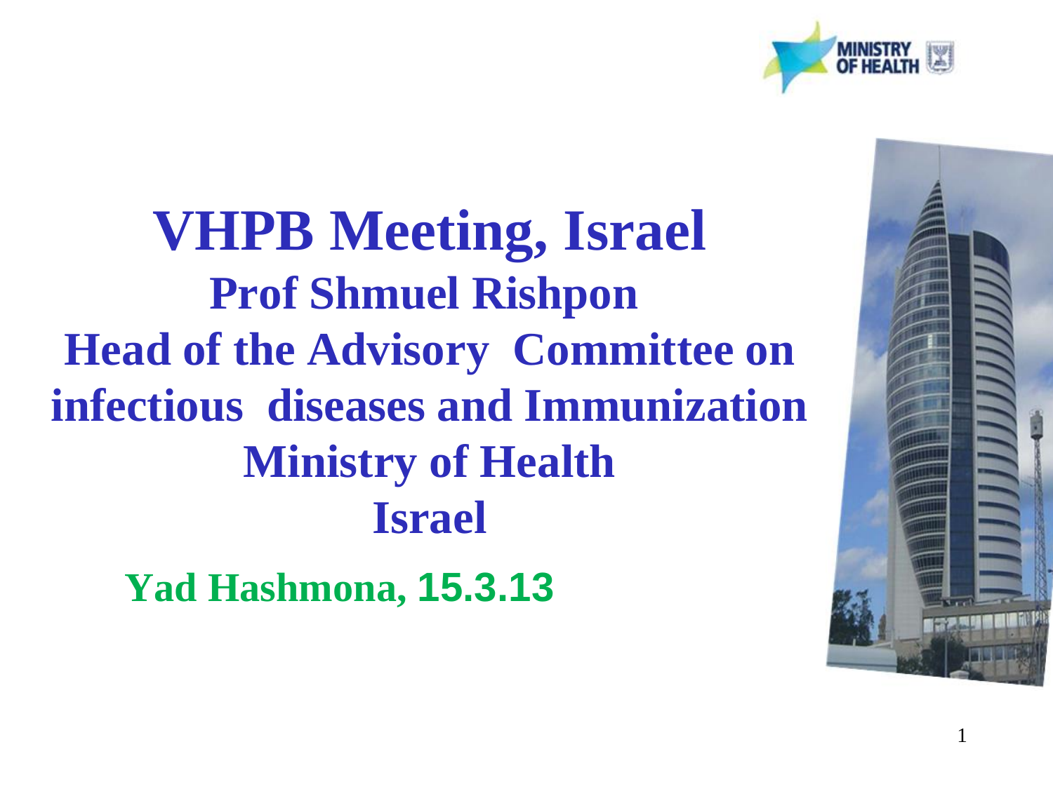# VHPB Meeting, Israel

**Prof Shmuel Rishpon**

**Head of the Advisory Committee on infectious diseases and Immunization**

**Ministry of Health**

**Israel**

**Yad Hashmona, 15.3.13**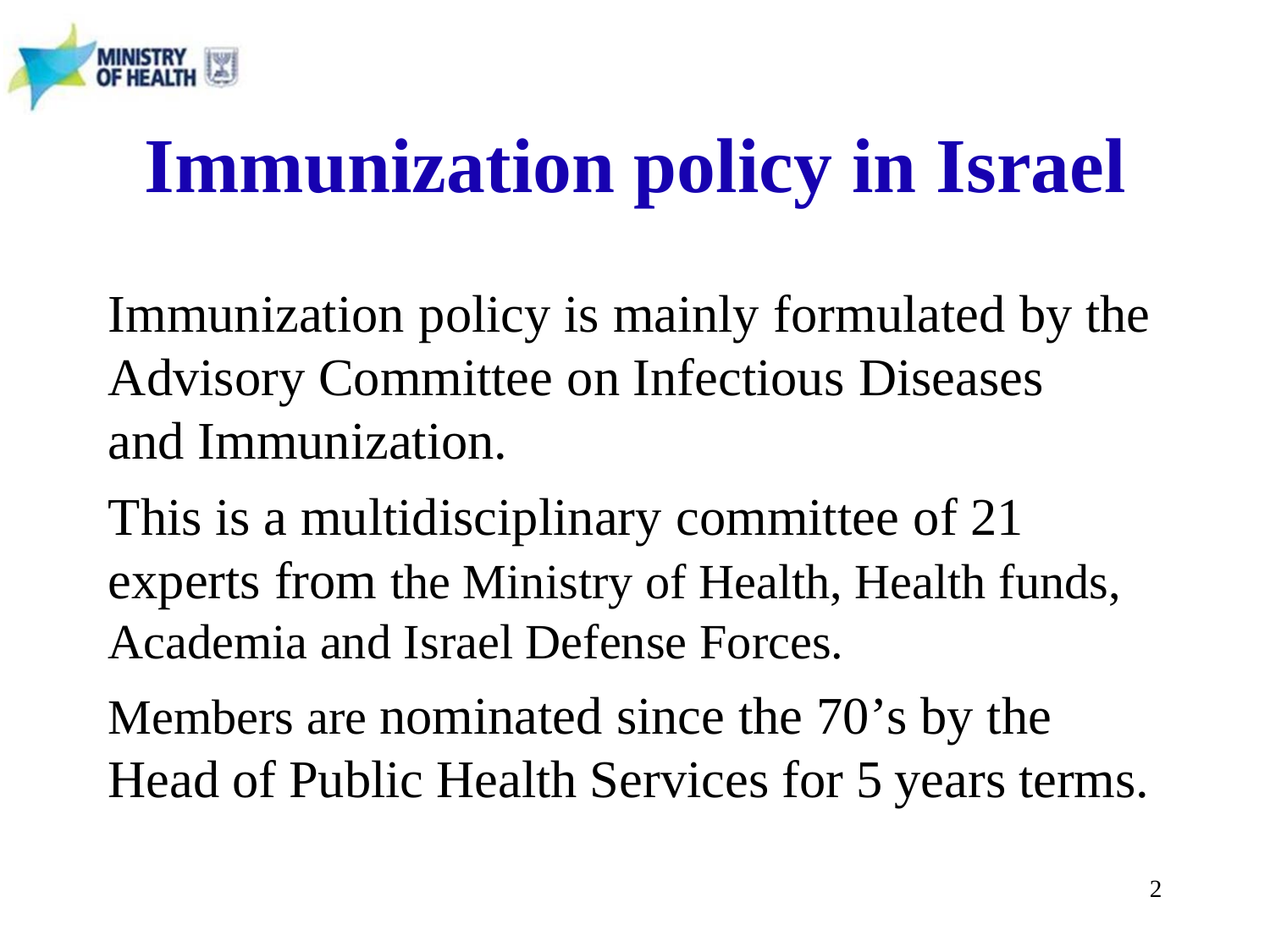# Immunization policy in Israel

Immunization policy is mainly formulated by the Advisory Committee on Infectious Diseases and Immunization.

This is a multidisciplinary committee of 21 experts from the Ministry of Health, Health funds, Academia and Israel Defense Forces.

Members are nominated since the 70's by the Head of Public Health Services for 5 years terms.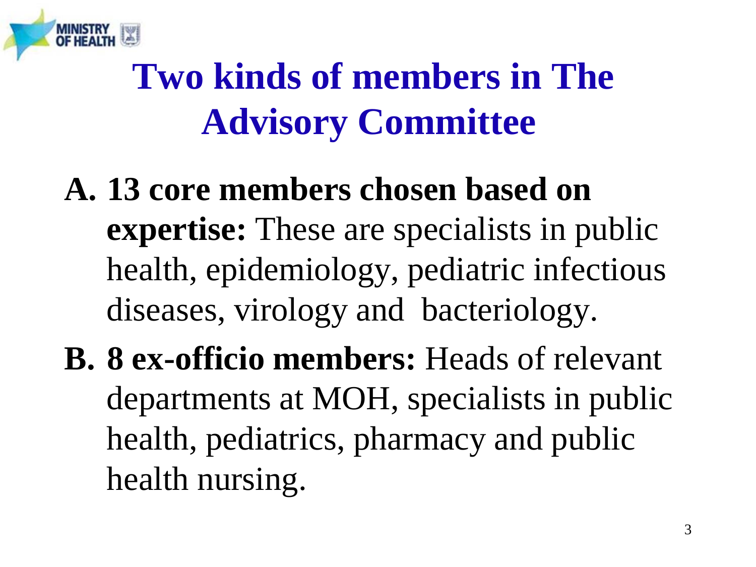# Two kinds of members in The Advisory Committee

A. **13 core members chosen based on expertise:** These are specialists in public health, epidemiology, pediatric infectious diseases, virology and bacteriology.

B. **8 ex-officio members:** Heads of relevant departments at MOH, specialists in public health, pediatrics, pharmacy and public health nursing.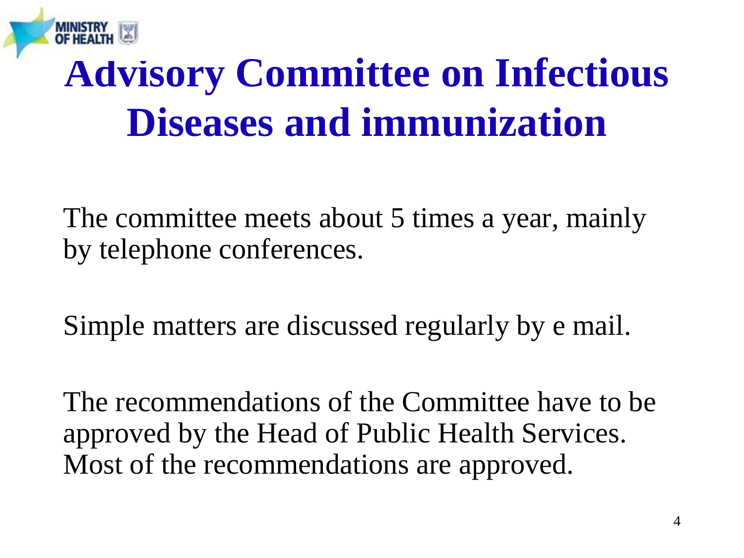# Advisory Committee on Infectious Diseases and immunization

The committee meets about 5 times a year, mainly by telephone conferences.

Simple matters are discussed regularly by e mail.

The recommendations of the Committee have to be approved by the Head of Public Health Services. Most of the recommendations are approved.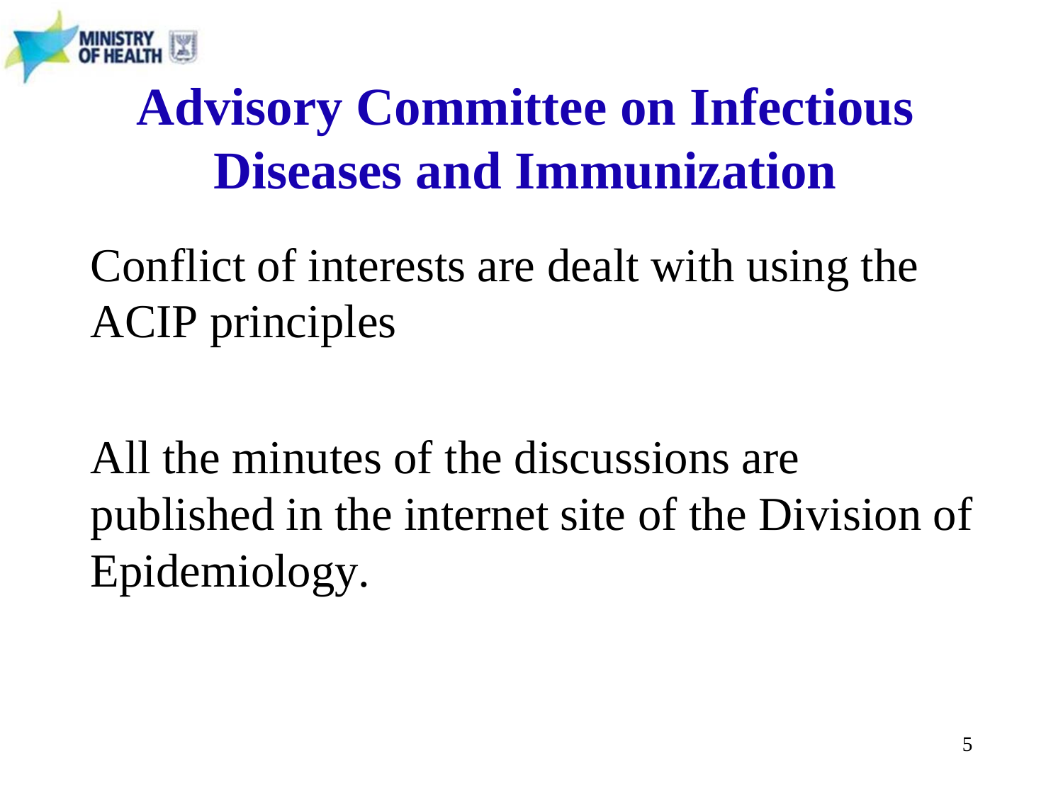# Advisory Committee on Infectious Diseases and Immunization

Conflict of interests are dealt with using the ACIP principles

All the minutes of the discussions are published in the internet site of the Division of Epidemiology.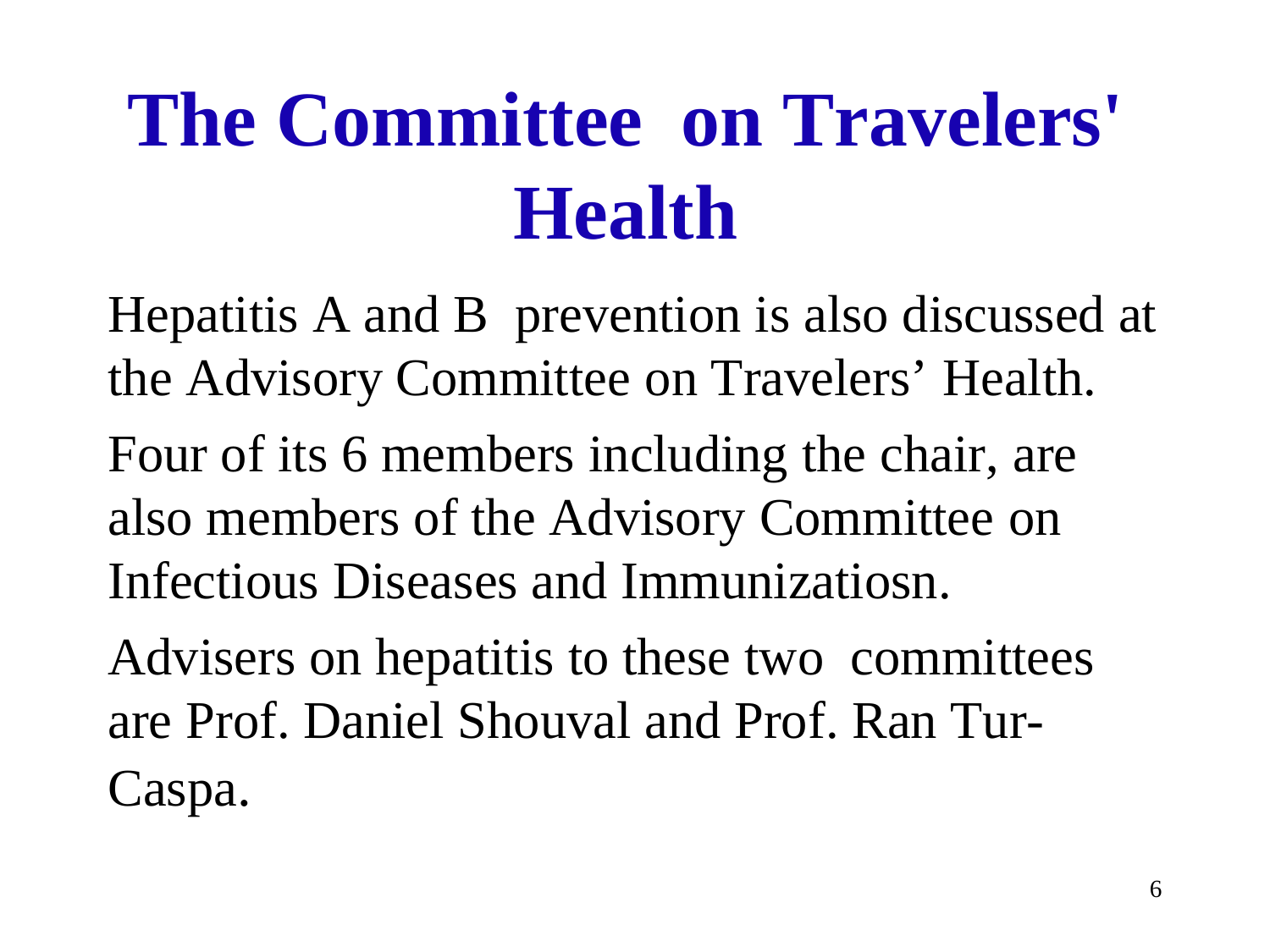# The Committee on Travelers' Health

Hepatitis A and B prevention is also discussed at the Advisory Committee on Travelers' Health.

Four of its 6 members including the chair, are also members of the Advisory Committee on Infectious Diseases and Immunizatiosn.

Advisers on hepatitis to these two committees are Prof. Daniel Shouval and Prof. Ran Tur-Caspa.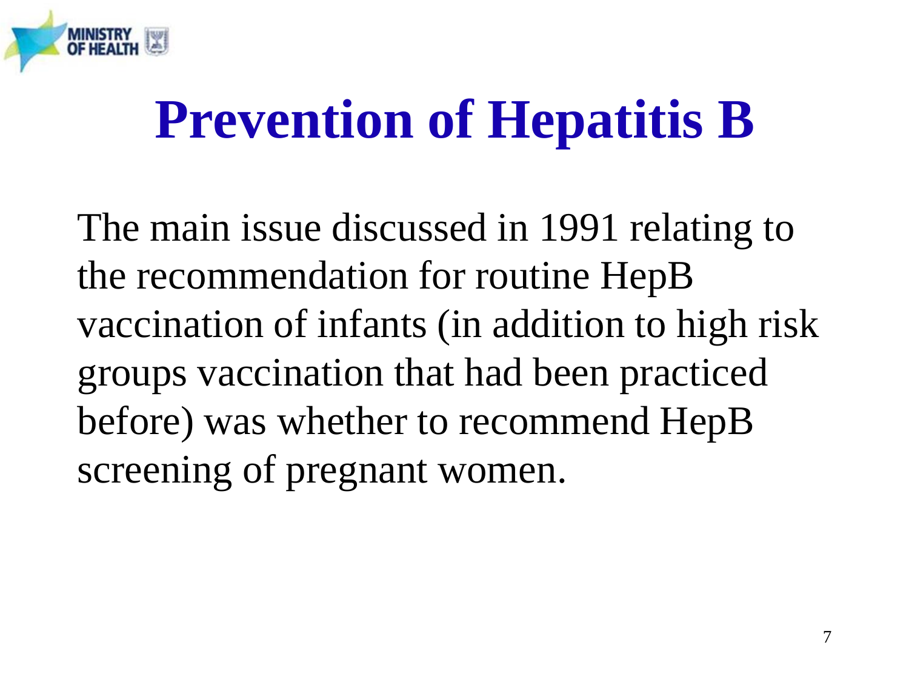# Prevention of Hepatitis B

The main issue discussed in 1991 relating to the recommendation for routine HepB vaccination of infants (in addition to high risk groups vaccination that had been practiced before) was whether to recommend HepB screening of pregnant women.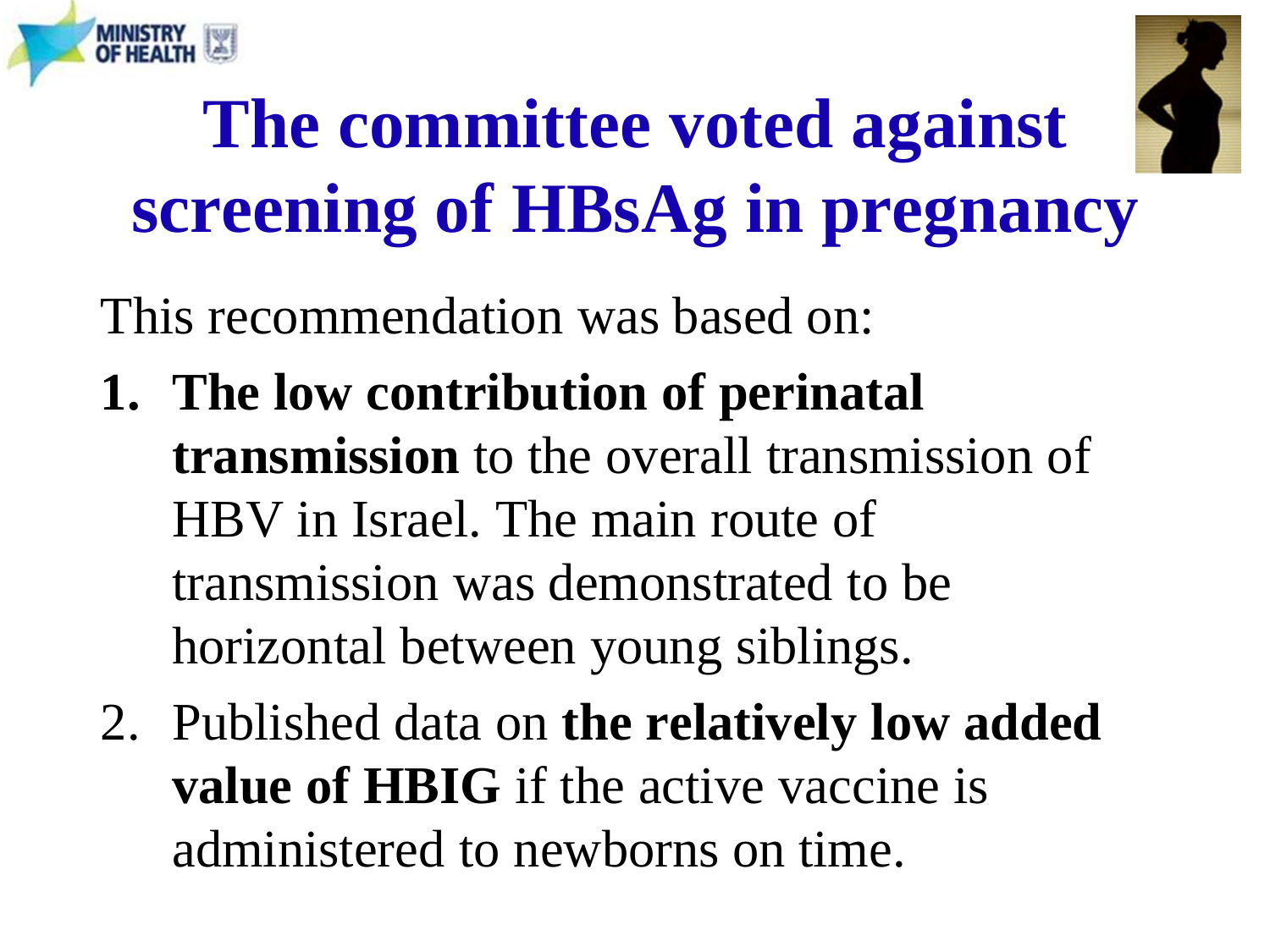# The committee voted against screening of HBsAg in pregnancy

This recommendation was based on:

1. **The low contribution of perinatal transmission** to the overall transmission of HBV in Israel. The main route of transmission was demonstrated to be horizontal between young siblings.
2. Published data on **the relatively low added value of HBIG** if the active vaccine is administered to newborns on time.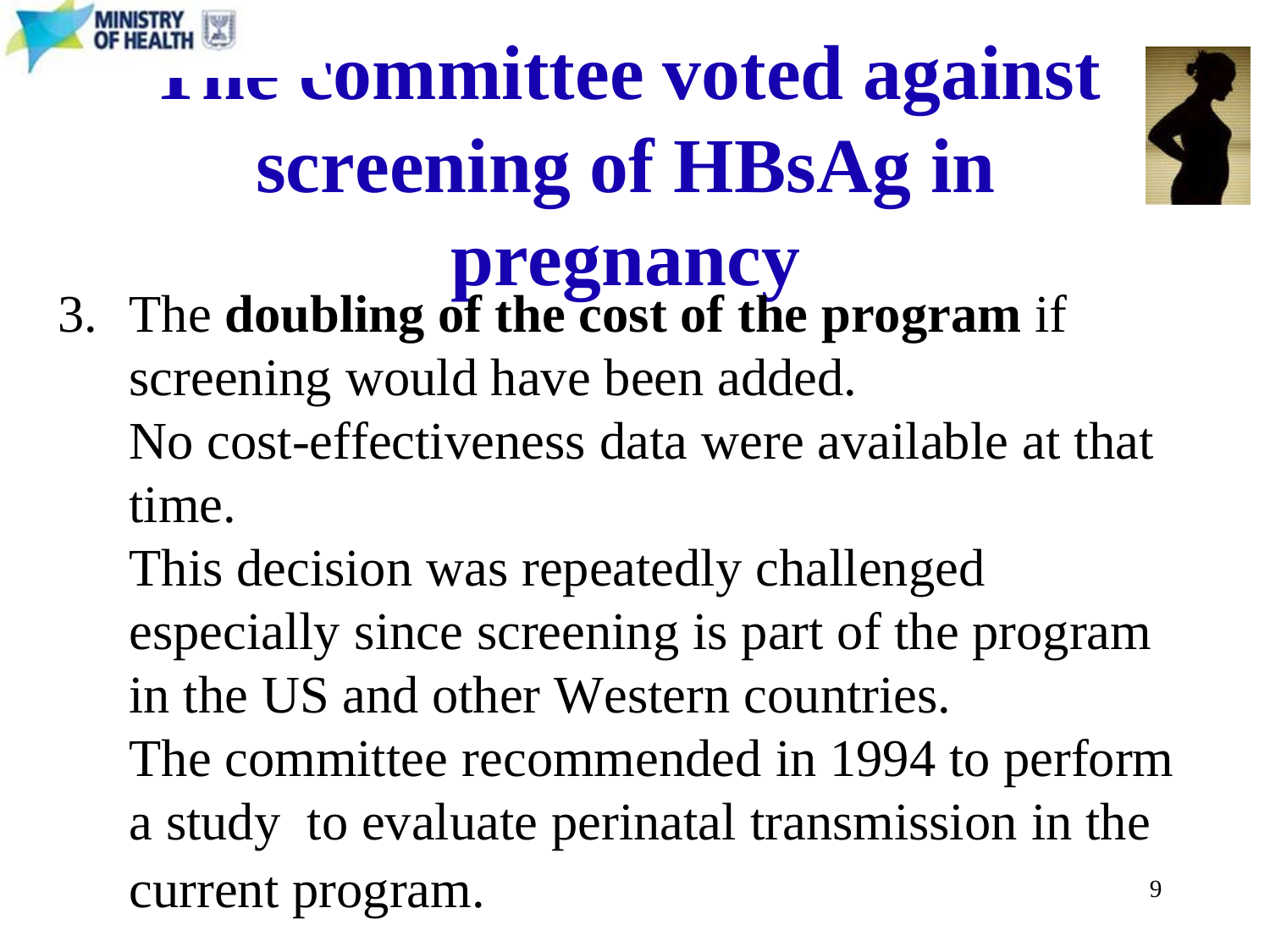# The committee voted against screening of HBsAg in pregnancy

3. The **doubling of the cost of the program** if screening would have been added.
   No cost-effectiveness data were available at that time.
   This decision was repeatedly challenged especially since screening is part of the program in the US and other Western countries.
   The committee recommended in 1994 to perform a study to evaluate perinatal transmission in the current program.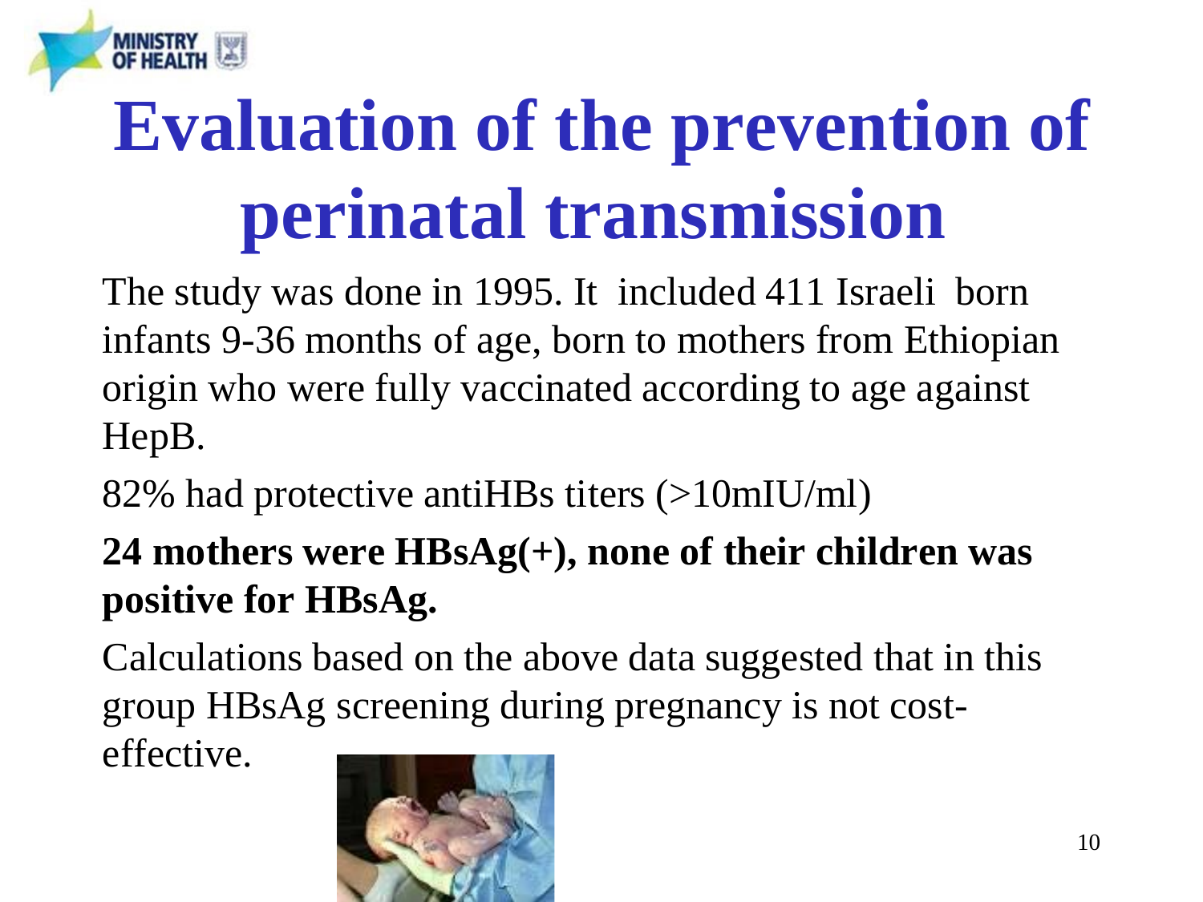# Evaluation of the prevention of perinatal transmission

The study was done in 1995. It included 411 Israeli born infants 9-36 months of age, born to mothers from Ethiopian origin who were fully vaccinated according to age against HepB.

82% had protective antiHBs titers (>10mIU/ml)

**24 mothers were HBsAg(+), none of their children was positive for HBsAg.**

Calculations based on the above data suggested that in this group HBsAg screening during pregnancy is not cost-effective.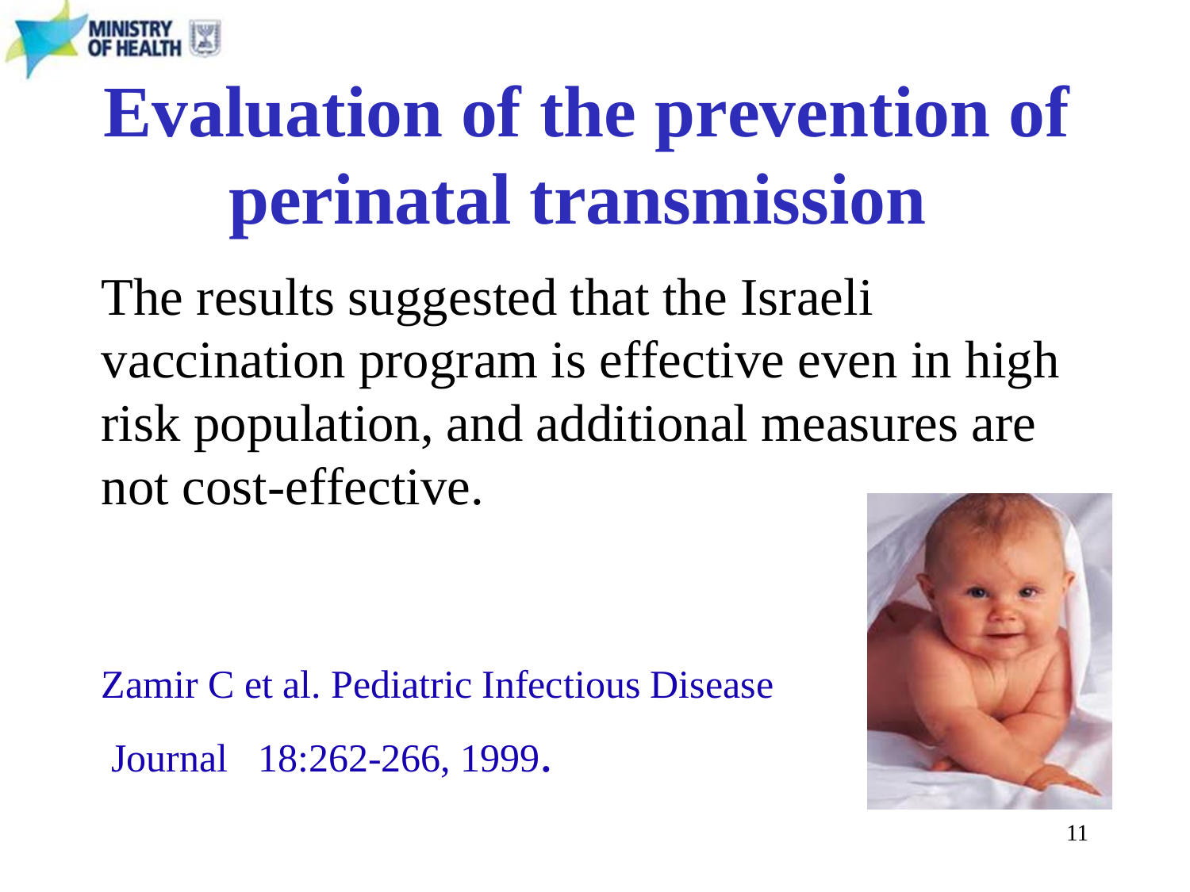# Evaluation of the prevention of perinatal transmission

The results suggested that the Israeli vaccination program is effective even in high risk population, and additional measures are not cost-effective.

Zamir C et al. Pediatric Infectious Disease Journal 18:262-266, 1999.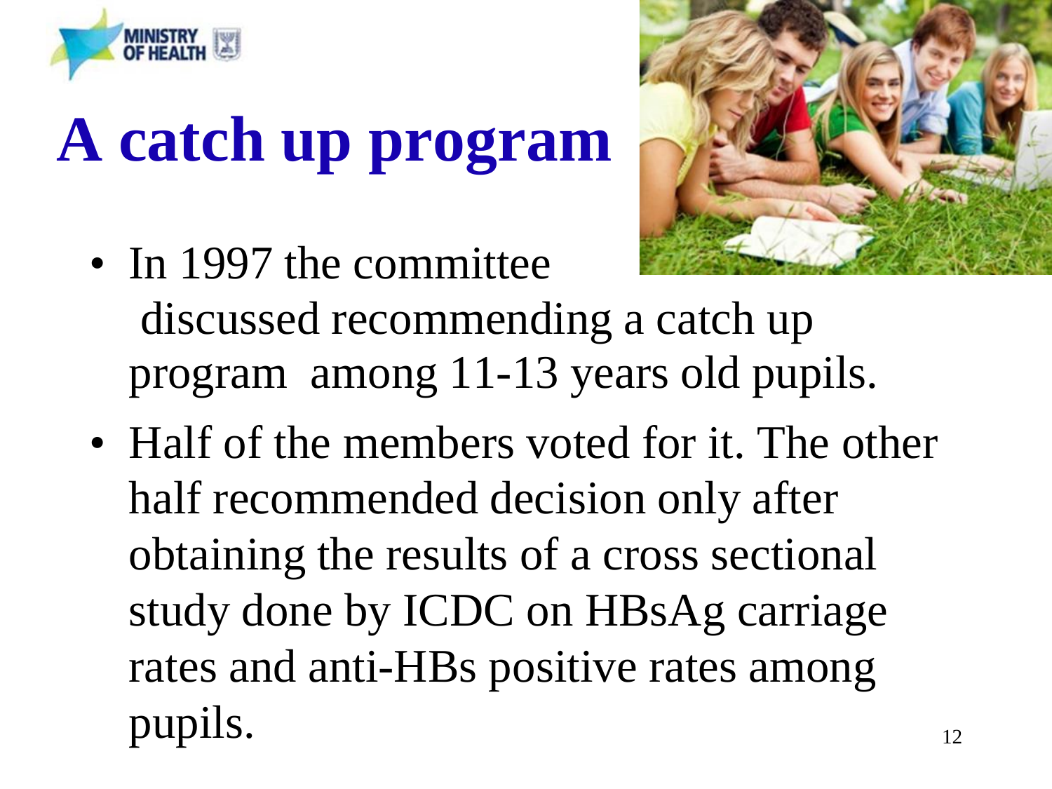# A catch up program

- In 1997 the committee discussed recommending a catch up program among 11-13 years old pupils.
- Half of the members voted for it. The other half recommended decision only after obtaining the results of a cross sectional study done by ICDC on HBsAg carriage rates and anti-HBs positive rates among pupils.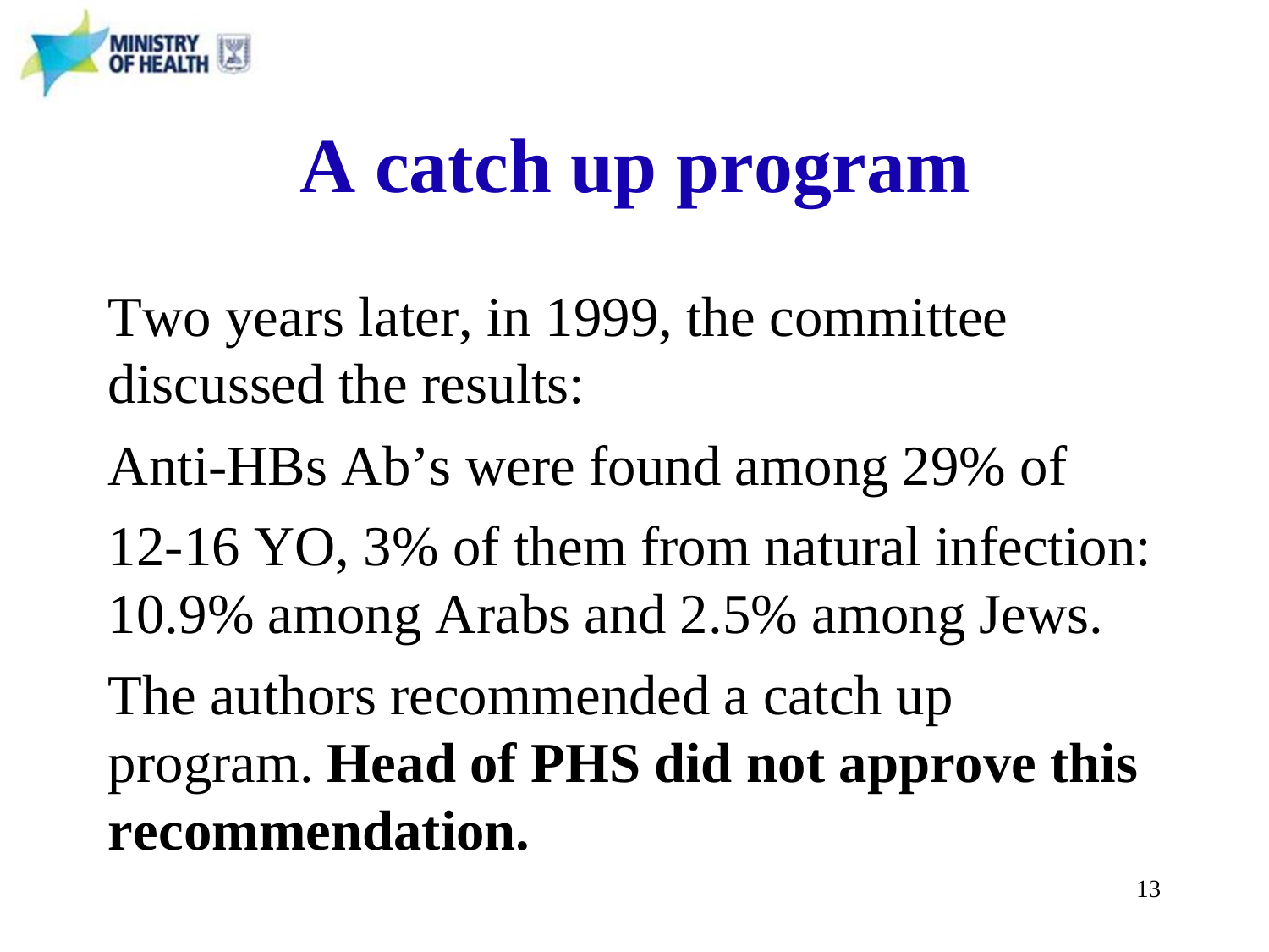# A catch up program

Two years later, in 1999, the committee discussed the results:

Anti-HBs Ab's were found among 29% of 12-16 YO, 3% of them from natural infection: 10.9% among Arabs and 2.5% among Jews.

The authors recommended a catch up program. **Head of PHS did not approve this recommendation.**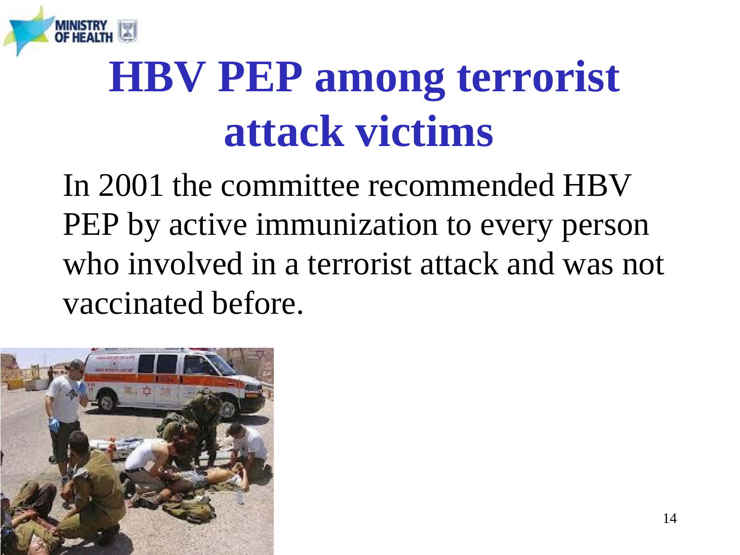# HBV PEP among terrorist attack victims

In 2001 the committee recommended HBV PEP by active immunization to every person who involved in a terrorist attack and was not vaccinated before.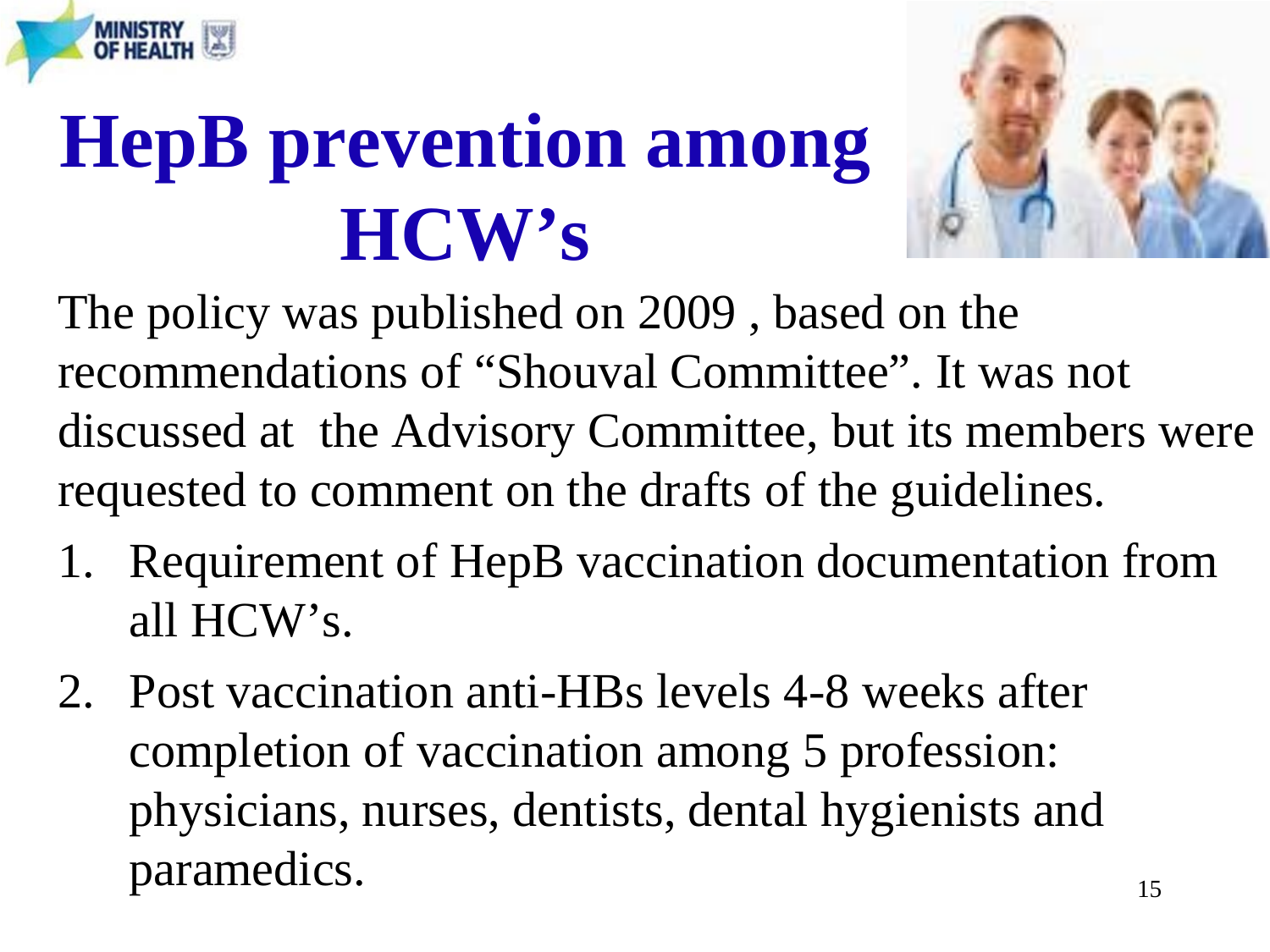# HepB prevention among HCW's

The policy was published on 2009 , based on the recommendations of "Shouval Committee". It was not discussed at the Advisory Committee, but its members were requested to comment on the drafts of the guidelines.

1. Requirement of HepB vaccination documentation from all HCW's.
2. Post vaccination anti-HBs levels 4-8 weeks after completion of vaccination among 5 profession: physicians, nurses, dentists, dental hygienists and paramedics.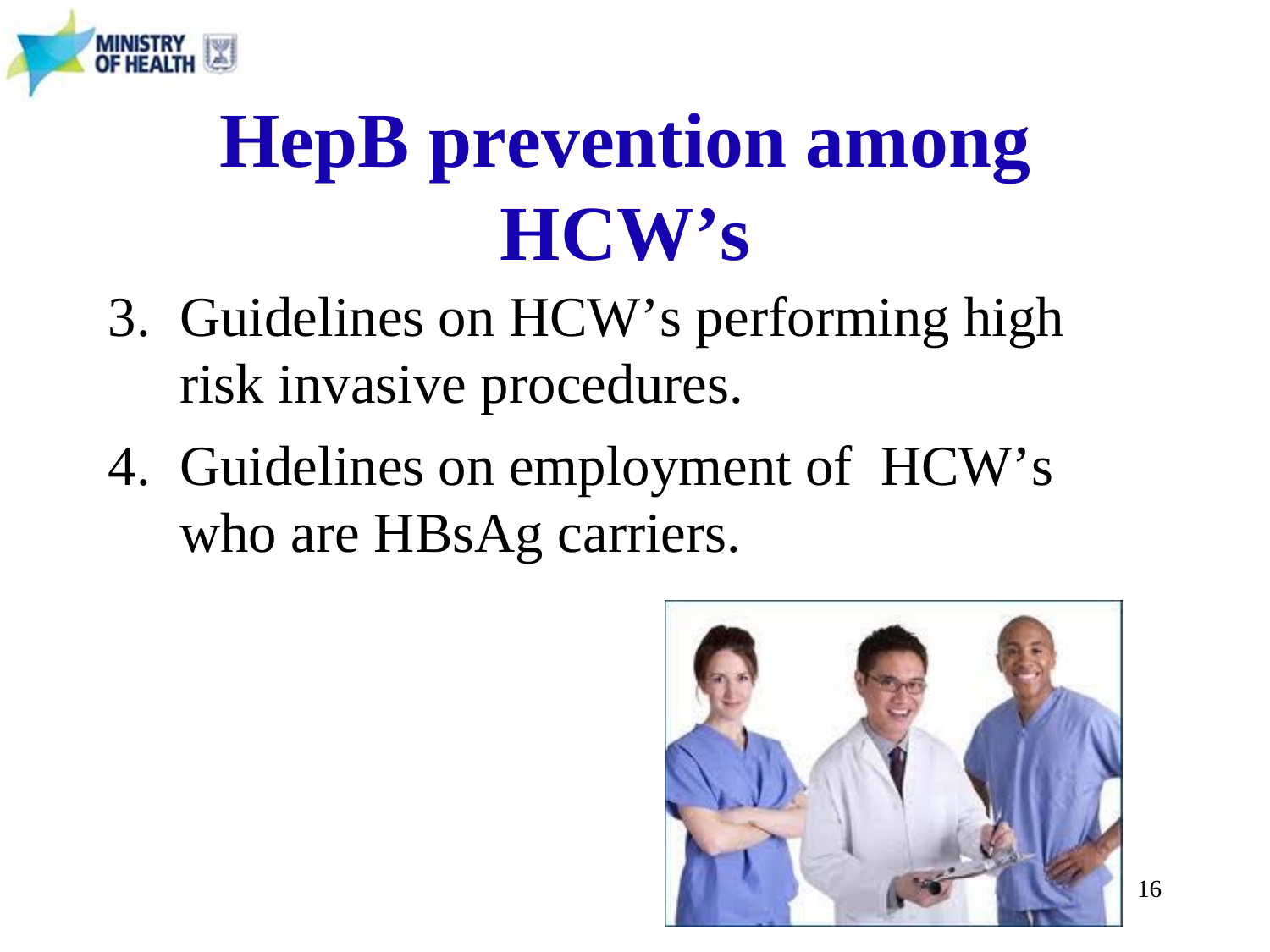# HepB prevention among HCW's

3. Guidelines on HCW's performing high risk invasive procedures.
4. Guidelines on employment of HCW's who are HBsAg carriers.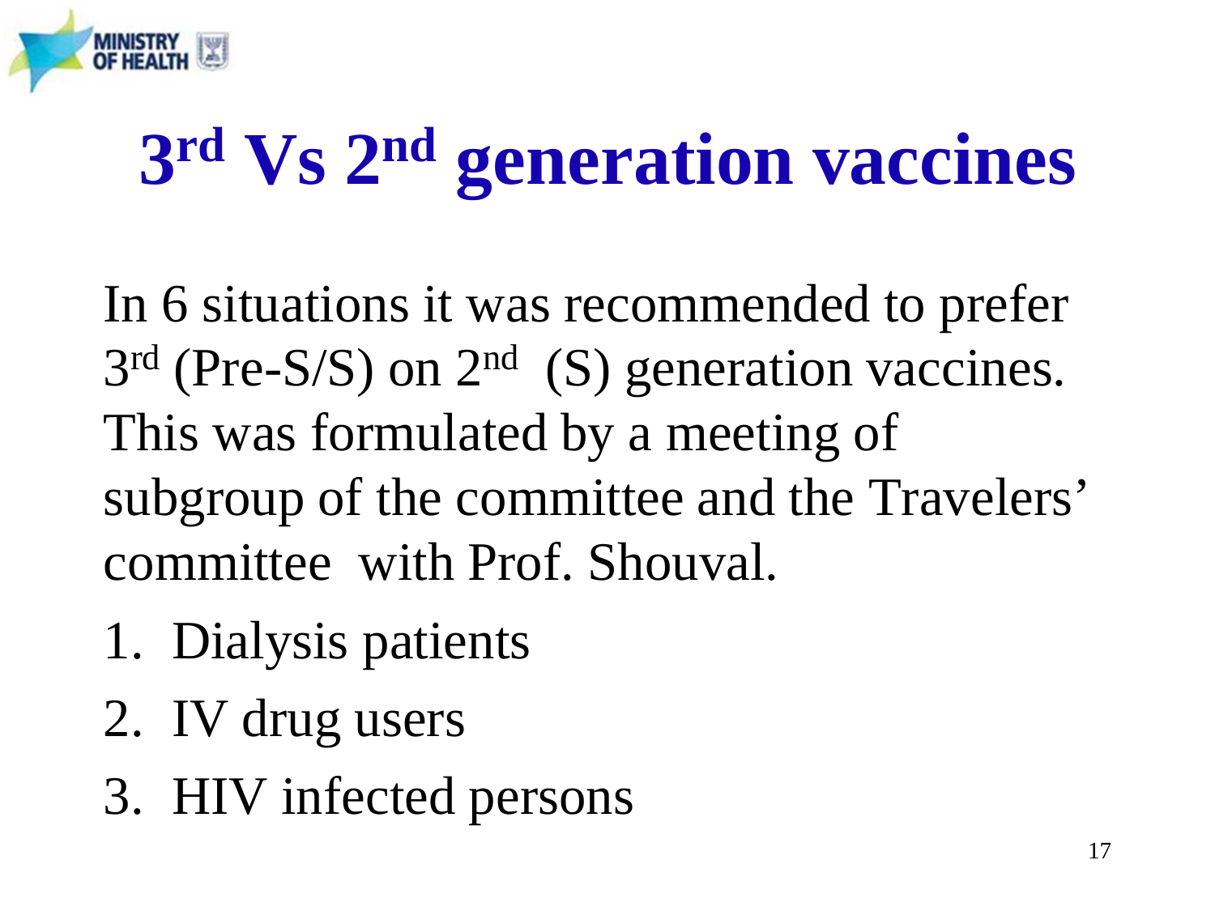# 3rd Vs 2nd generation vaccines

In 6 situations it was recommended to prefer 3rd (Pre-S/S) on 2nd (S) generation vaccines. This was formulated by a meeting of subgroup of the committee and the Travelers' committee with Prof. Shouval.

1. Dialysis patients
2. IV drug users
3. HIV infected persons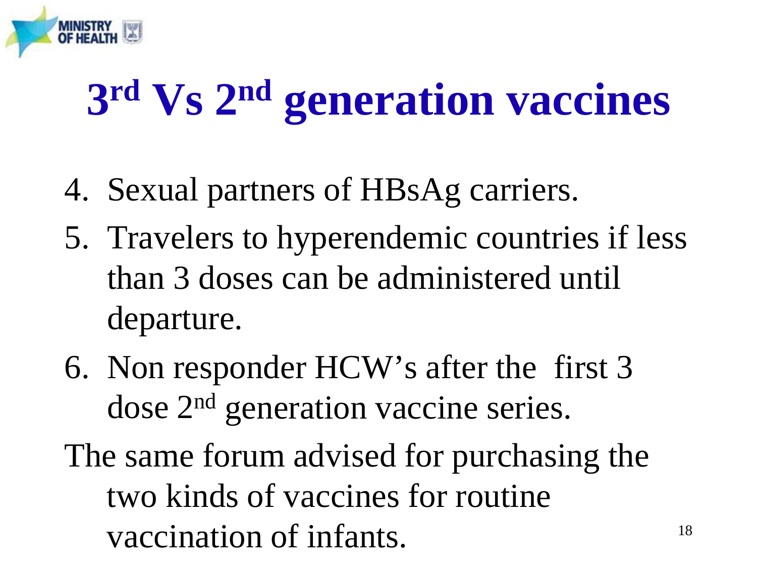# 3rd Vs 2nd generation vaccines

4. Sexual partners of HBsAg carriers.
5. Travelers to hyperendemic countries if less than 3 doses can be administered until departure.
6. Non responder HCW's after the first 3 dose 2nd generation vaccine series.

The same forum advised for purchasing the two kinds of vaccines for routine vaccination of infants.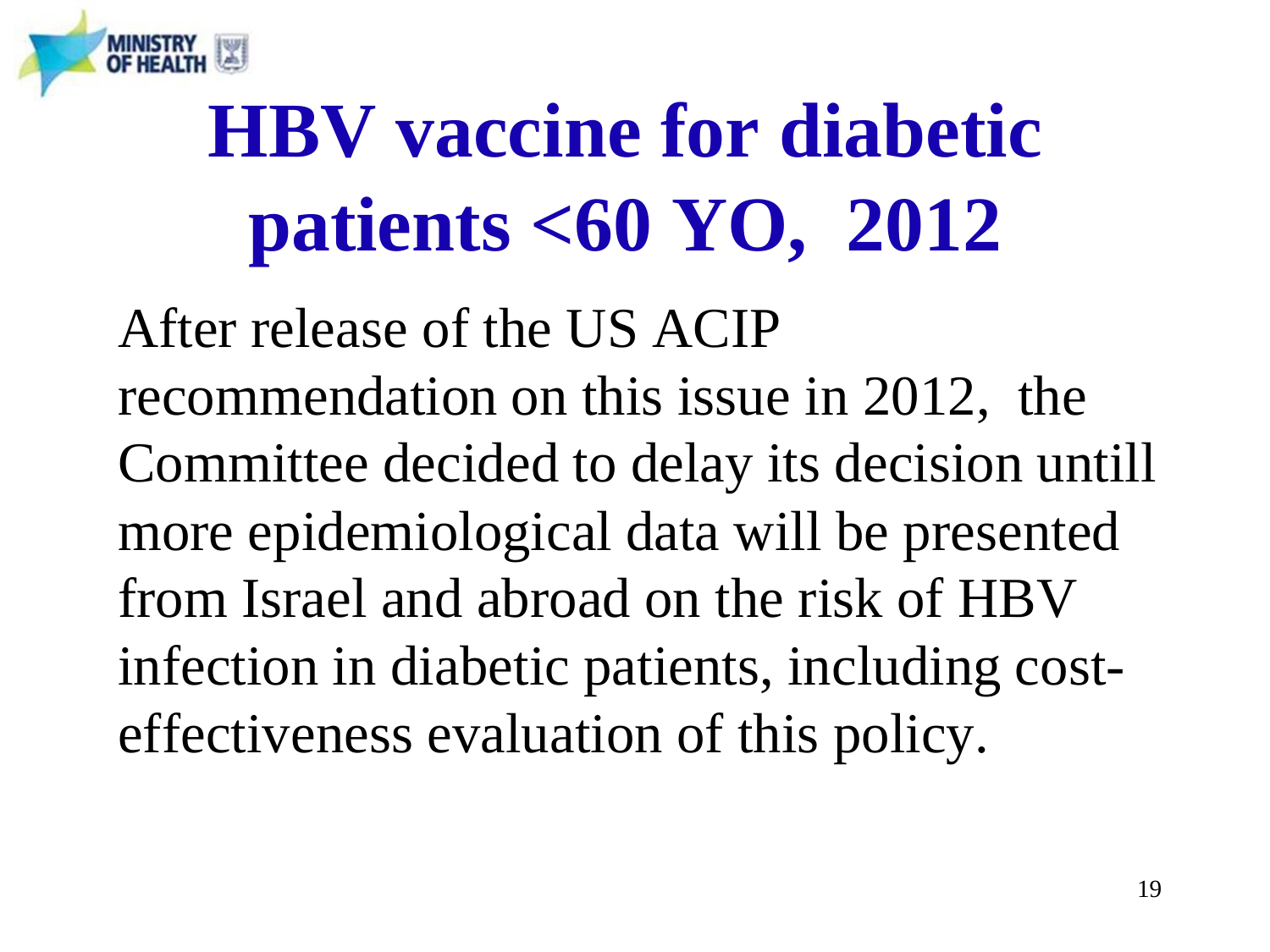# HBV vaccine for diabetic patients <60 YO, 2012

After release of the US ACIP recommendation on this issue in 2012, the Committee decided to delay its decision untill more epidemiological data will be presented from Israel and abroad on the risk of HBV infection in diabetic patients, including cost-effectiveness evaluation of this policy.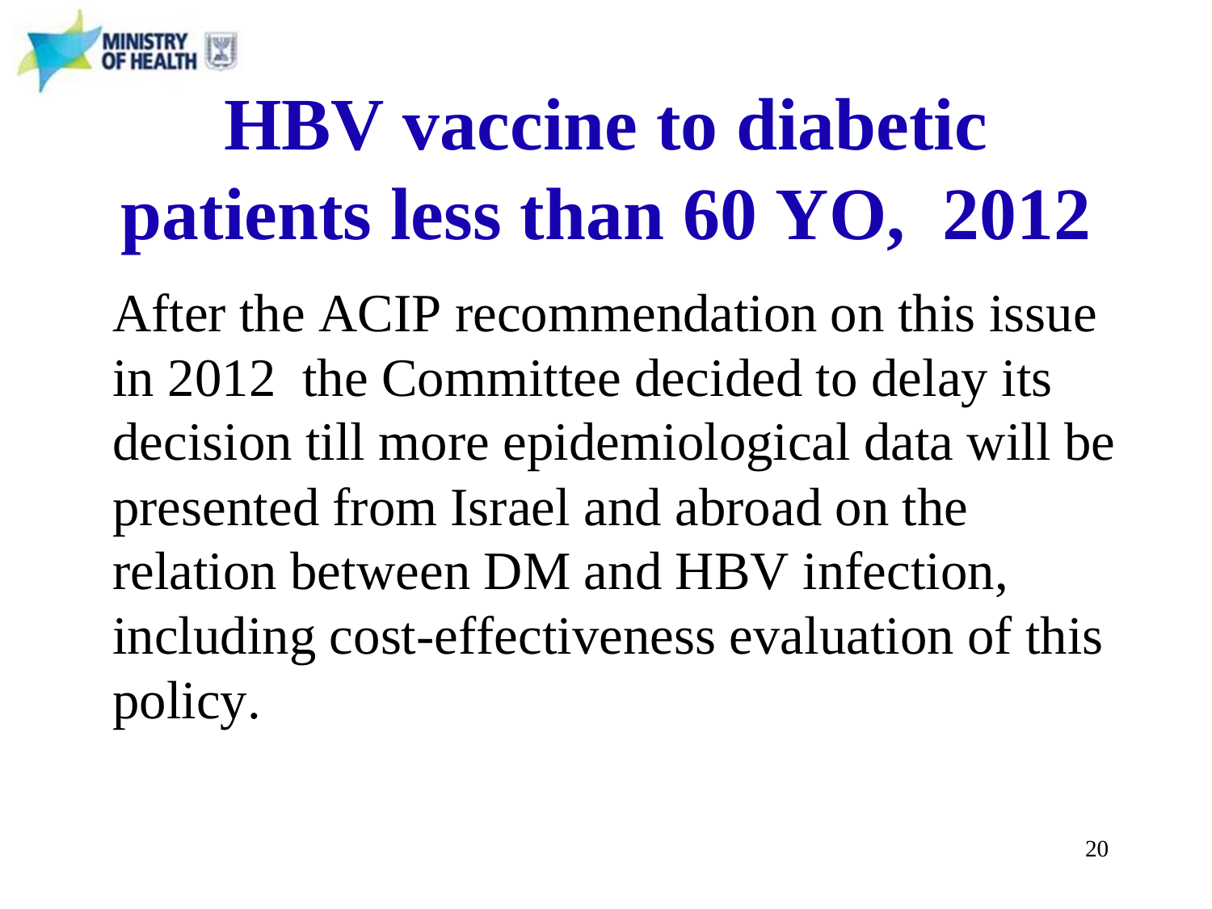# HBV vaccine to diabetic patients less than 60 YO, 2012

After the ACIP recommendation on this issue in 2012 the Committee decided to delay its decision till more epidemiological data will be presented from Israel and abroad on the relation between DM and HBV infection, including cost-effectiveness evaluation of this policy.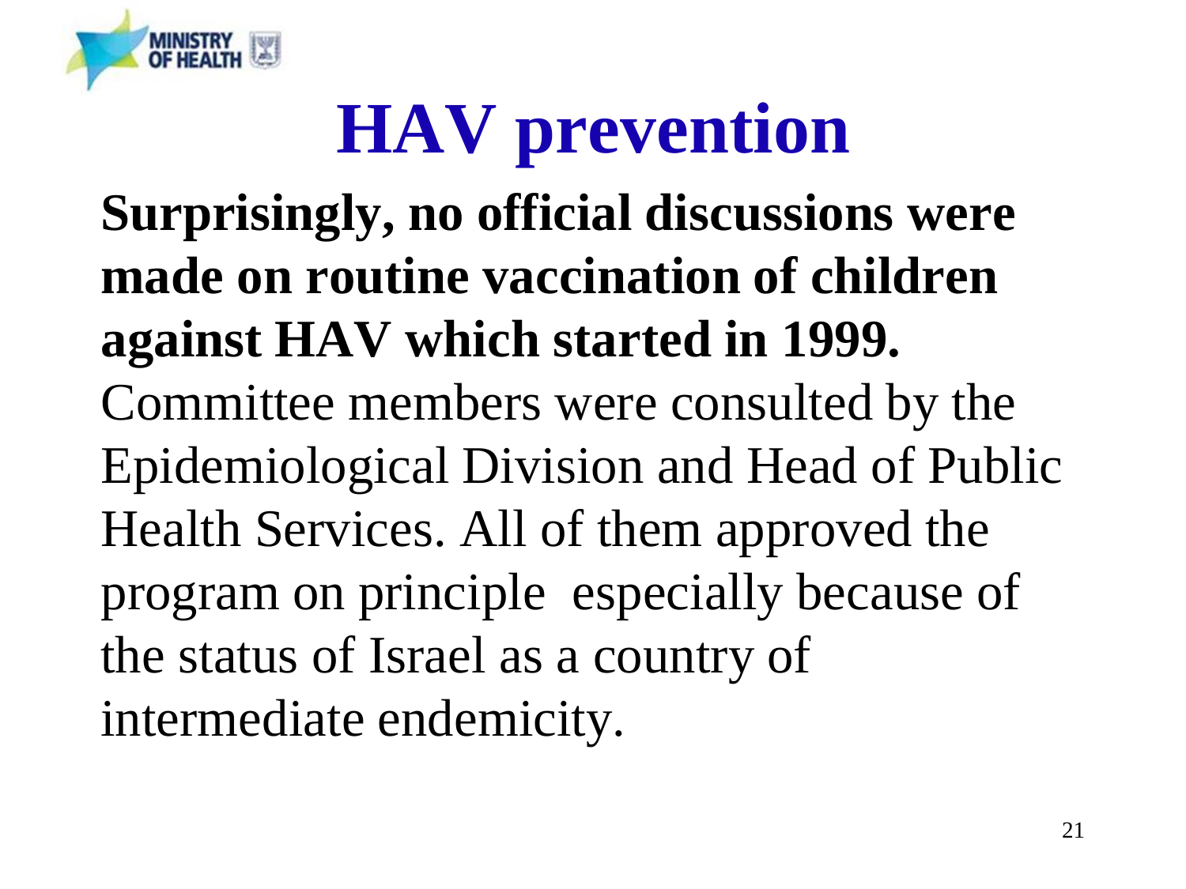# HAV prevention

**Surprisingly, no official discussions were made on routine vaccination of children against HAV which started in 1999.** Committee members were consulted by the Epidemiological Division and Head of Public Health Services. All of them approved the program on principle  especially because of the status of Israel as a country of intermediate endemicity.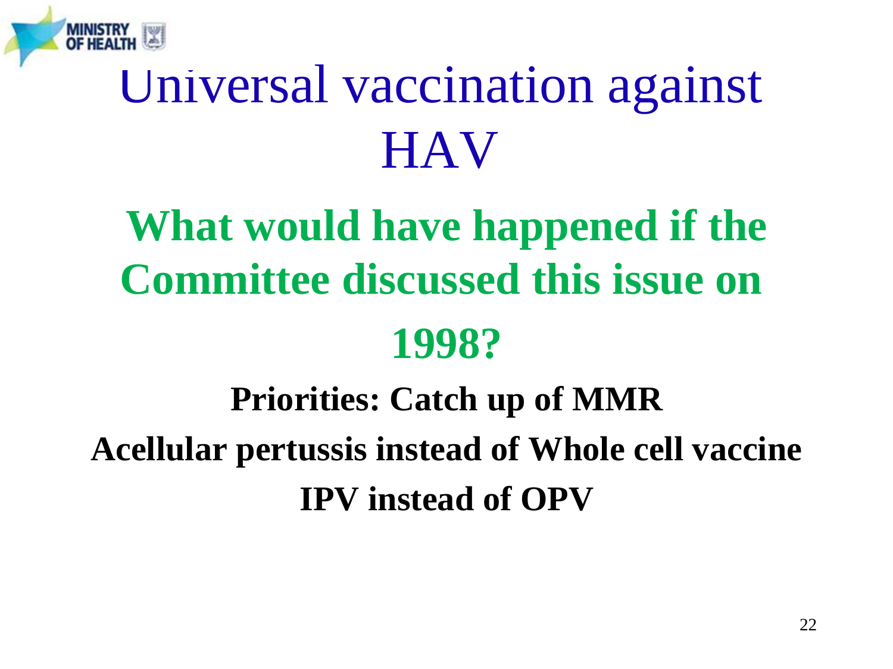# Universal vaccination against HAV

## What would have happened if the Committee discussed this issue on 1998?

**Priorities: Catch up of MMR**

**Acellular pertussis instead of Whole cell vaccine**

**IPV instead of OPV**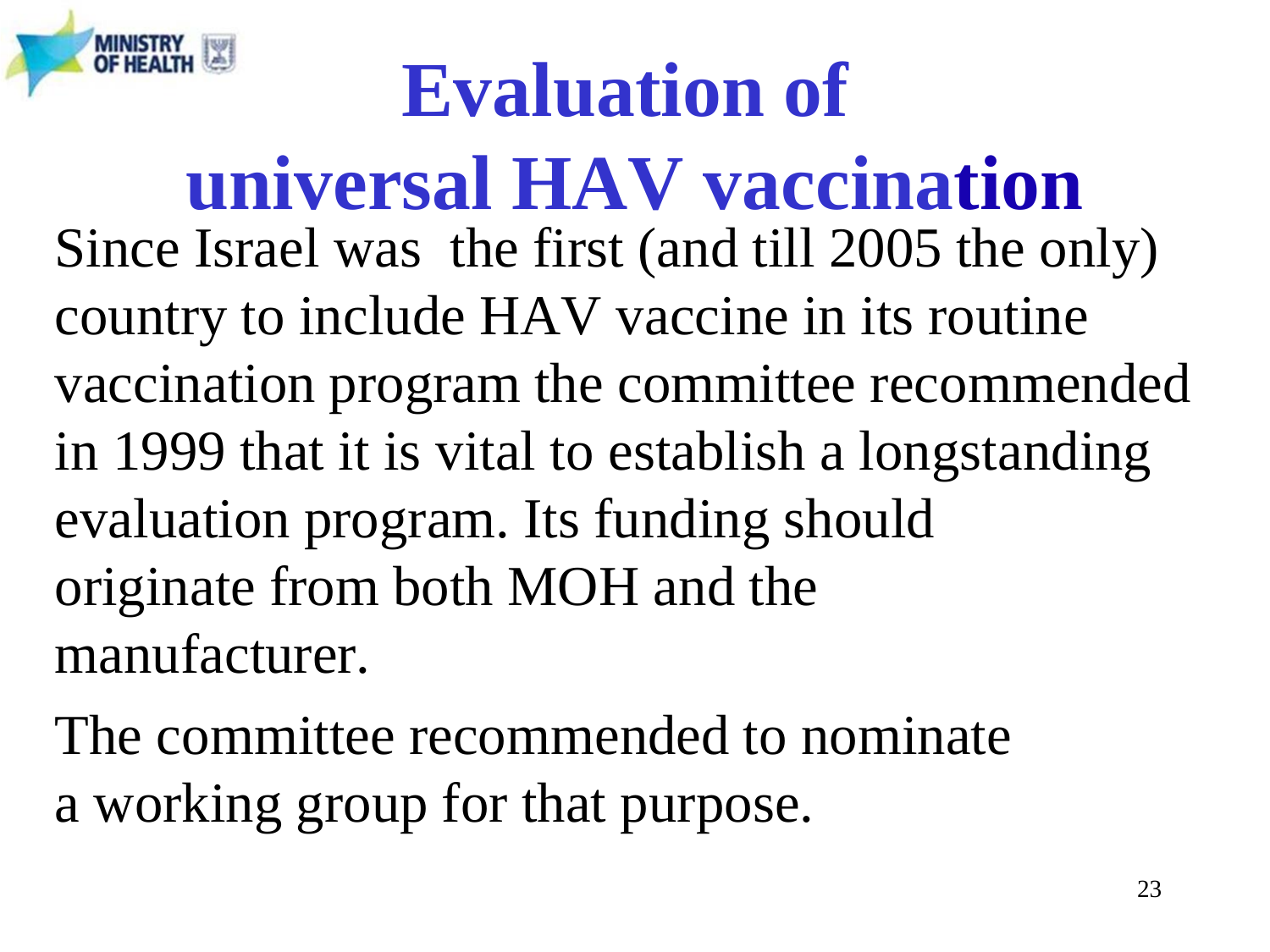# Evaluation of universal HAV vaccination

Since Israel was the first (and till 2005 the only) country to include HAV vaccine in its routine vaccination program the committee recommended in 1999 that it is vital to establish a longstanding evaluation program. Its funding should originate from both MOH and the manufacturer.

The committee recommended to nominate a working group for that purpose.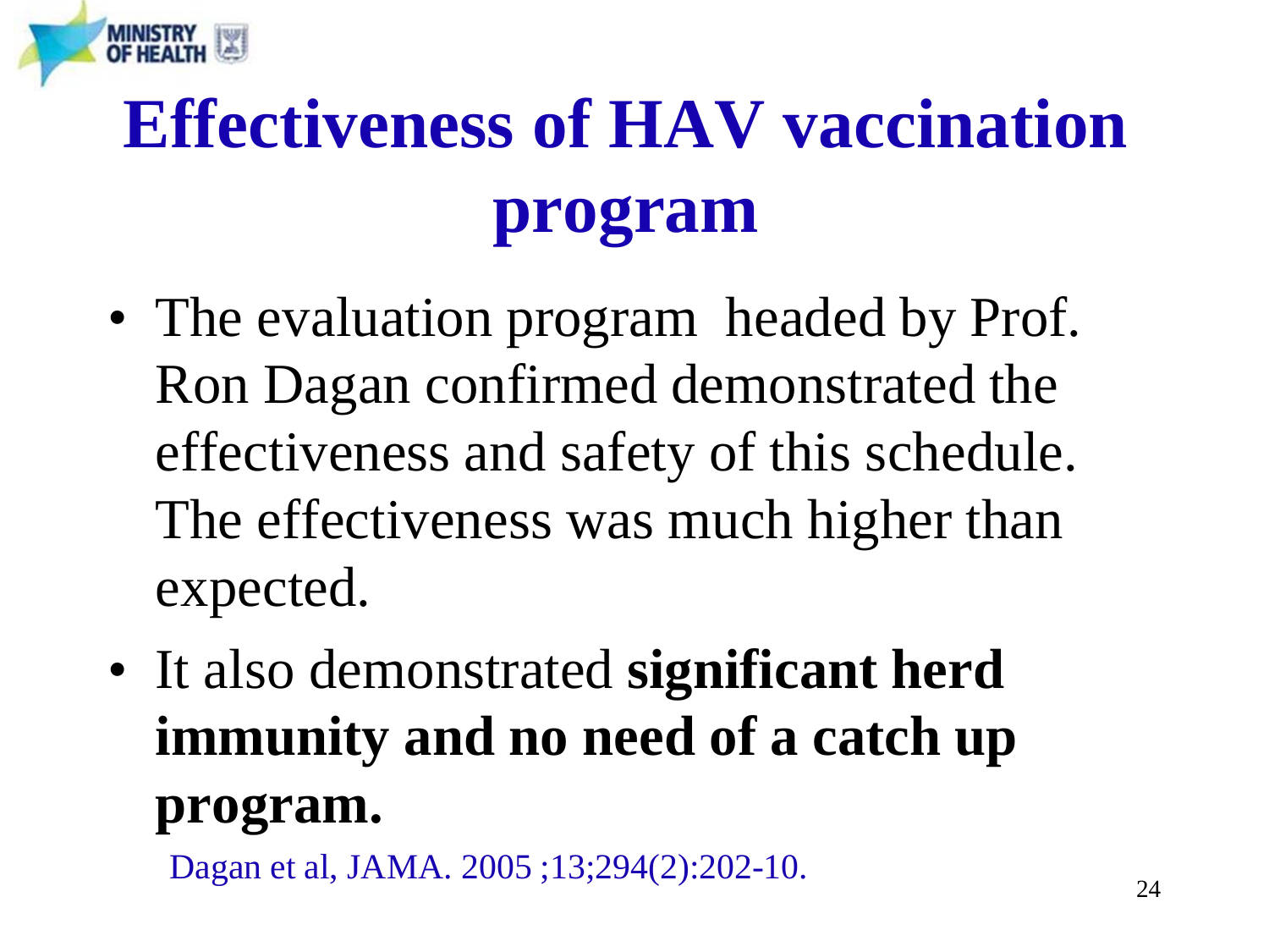# Effectiveness of HAV vaccination program

- The evaluation program  headed by Prof. Ron Dagan confirmed demonstrated the effectiveness and safety of this schedule. The effectiveness was much higher than expected.
- It also demonstrated **significant herd immunity and no need of a catch up program.**

Dagan et al, JAMA. 2005 ;13;294(2):202-10.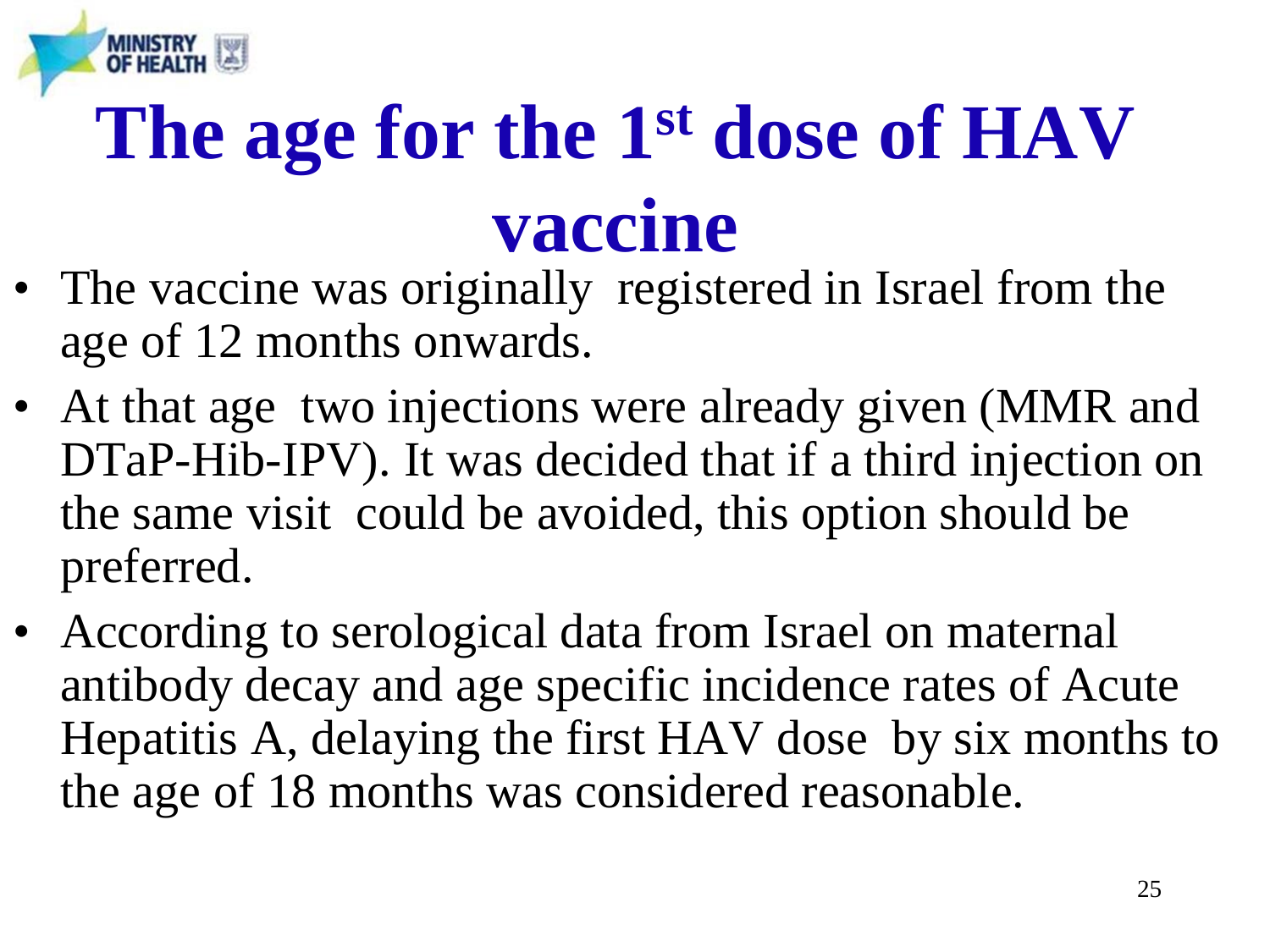# The age for the 1st dose of HAV vaccine

- The vaccine was originally registered in Israel from the age of 12 months onwards.
- At that age two injections were already given (MMR and DTaP-Hib-IPV). It was decided that if a third injection on the same visit could be avoided, this option should be preferred.
- According to serological data from Israel on maternal antibody decay and age specific incidence rates of Acute Hepatitis A, delaying the first HAV dose by six months to the age of 18 months was considered reasonable.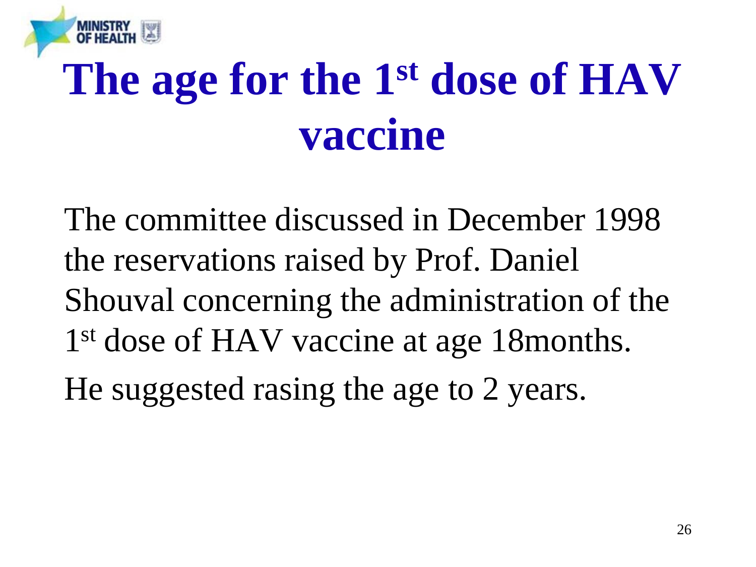# The age for the 1st dose of HAV vaccine

The committee discussed in December 1998 the reservations raised by Prof. Daniel Shouval concerning the administration of the 1st dose of HAV vaccine at age 18months.

He suggested rasing the age to 2 years.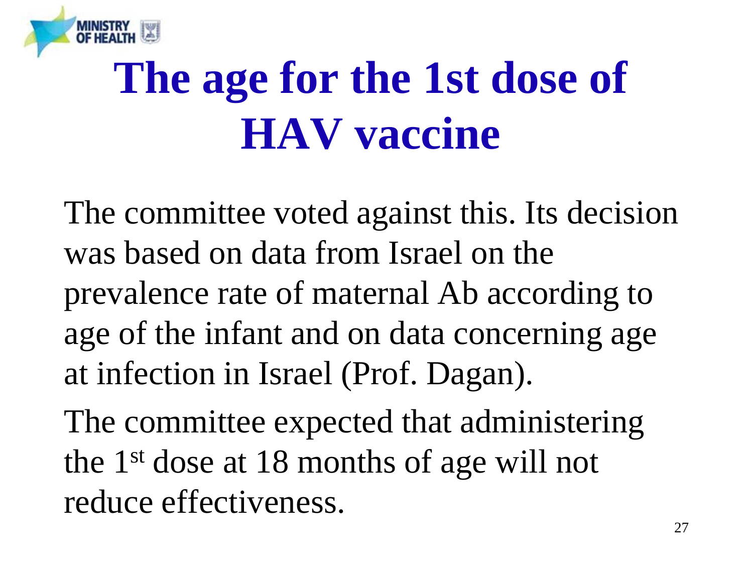# The age for the 1st dose of HAV vaccine

The committee voted against this. Its decision was based on data from Israel on the prevalence rate of maternal Ab according to age of the infant and on data concerning age at infection in Israel (Prof. Dagan).

The committee expected that administering the 1st dose at 18 months of age will not reduce effectiveness.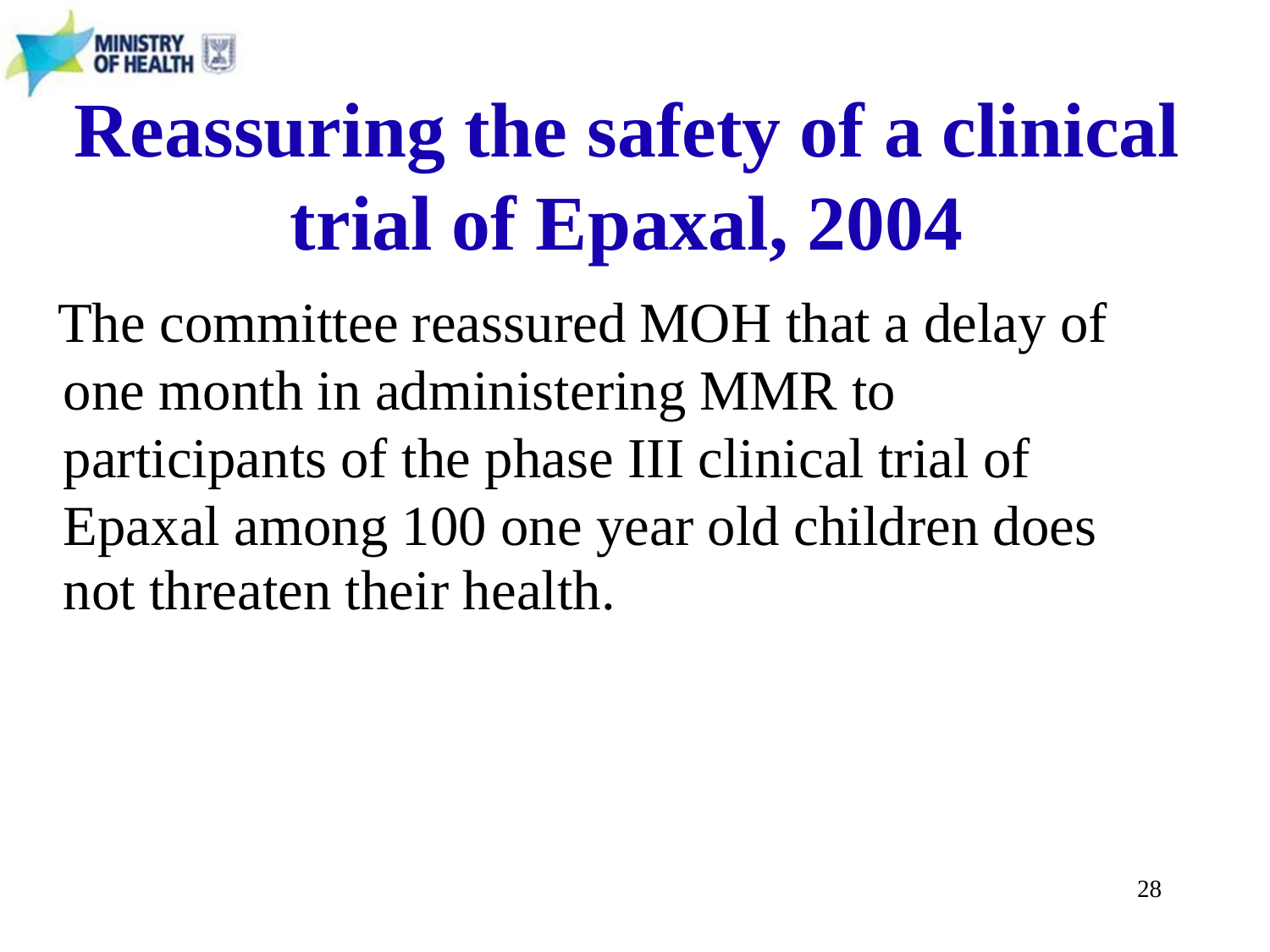# Reassuring the safety of a clinical trial of Epaxal, 2004

The committee reassured MOH that a delay of one month in administering MMR to participants of the phase III clinical trial of Epaxal among 100 one year old children does not threaten their health.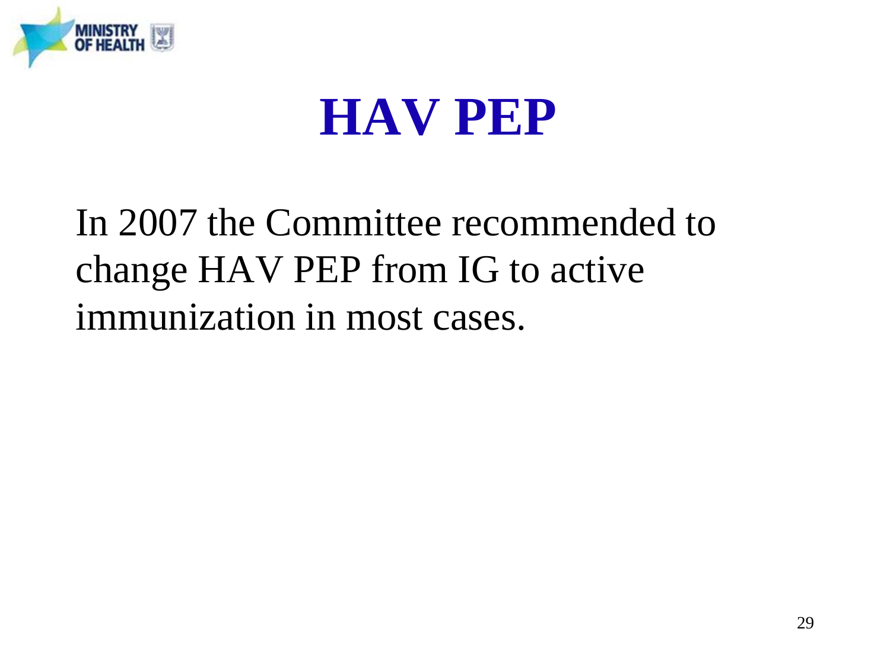# HAV PEP

In 2007 the Committee recommended to change HAV PEP from IG to active immunization in most cases.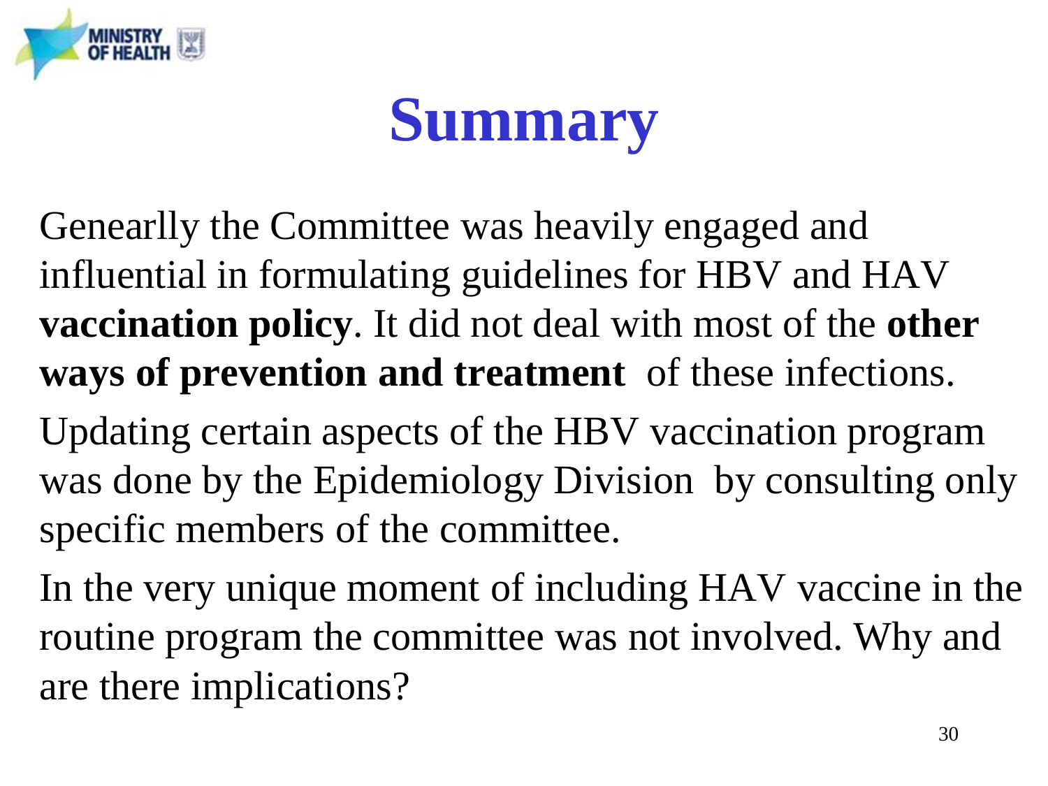# Summary

Genearlly the Committee was heavily engaged and influential in formulating guidelines for HBV and HAV **vaccination policy**. It did not deal with most of the **other ways of prevention and treatment** of these infections.

Updating certain aspects of the HBV vaccination program was done by the Epidemiology Division by consulting only specific members of the committee.

In the very unique moment of including HAV vaccine in the routine program the committee was not involved. Why and are there implications?